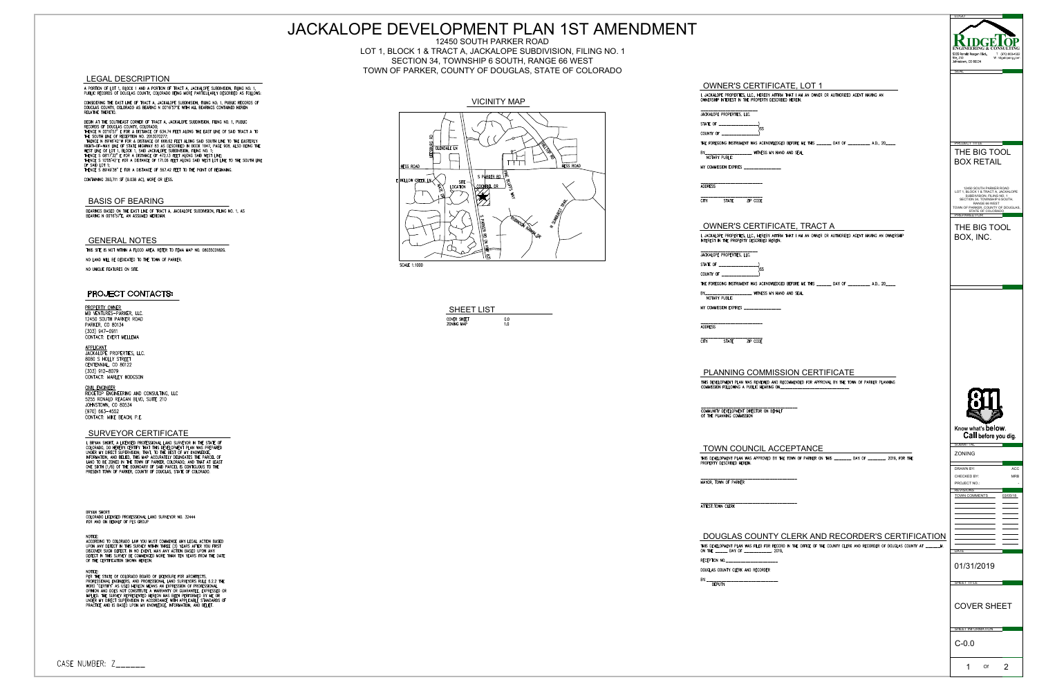# JACKALOPE DEVELOPMENT PLAN 1ST AMENDMENT

12450 SOUTH PARKER ROAD
LOT 1, BLOCK 1 & TRACT A, JACKALOPE SUBDIVISION, FILING NO. 1
SECTION 34, TOWNSHIP 6 SOUTH, RANGE 66 WEST
TOWN OF PARKER, COUNTY OF DOUGLAS, STATE OF COLORADO

## LEGAL DESCRIPTION

A PORTION OF LOT 1, BLOCK 1 AND A PORTION OF TRACT A, JACKALOPE SUBDIVISION, FILING NO. 1, PUBLIC RECORDS OF DOUGLAS COUNTY, COLORADO BEING MORE PARTICULARLY DESCRIBED AS FOLLOWS:

CONSIDERING THE EAST LINE OF TRACT A, JACKALOPE SUBDIVISION, FILING NO. 1, PUBLIC RECORDS OF DOUGLAS COUNTY, COLORADO AS BEARING N 00°16'57"E WITH ALL BEARINGS CONTAINED HEREIN RELATIVE THERETO.

BEGIN AT THE SOUTHEAST CORNER OF TRACT A, JACKALOPE SUBDIVISION, FILING NO. 1, PUBLIC RECORDS OF DOUGLAS COUNTY, COLORADO;
THENCE N 00°16'57" E FOR A DISTANCE OF 634.74 FEET ALONG THE EAST LINE OF SAID TRACT A TO THE SOUTH LINE OF RECEPTION NO. 2013070277;
THENCE N 89°46'42"W FOR A DISTANCE OF 668.62 FEET ALONG SAID SOUTH LINE TO THE EASTERLY RIGHT-OF-WAY LINE OF STATE HIGHWAY 83 AS DESCRIBED IN BOOK 1047, PAGE 908, ALSO BEING THE WEST LINE OF LOT 1, BLOCK 1, SAID JACKALOPE SUBDIVISION, FILING NO. 1;
THENCE S 08°17'32" E FOR A DISTANCE OF 472.13 FEET ALONG SAID WEST LINE;
THENCE S 10°05'40"E FOR A DISTANCE OF 171.09 FEET ALONG SAID WEST LOT LINE TO THE SOUTH LINE OF SAID LOT 1;
THENCE S 89°49'38" E FOR A DISTANCE OF 567.42 FEET TO THE POINT OF BEGINNING.

CONTAINING 393,711 SF (9.038 AC), MORE OR LESS.

## BASIS OF BEARING

BEARINGS BASED ON THE EAST LINE OF TRACT A, JACKALOPE SUBDIVISION, FILING NO. 1, AS BEARING N 00°16'57"E, AN ASSUMED MERIDIAN.

## GENERAL NOTES

THIS SITE IS NOT WITHIN A FLOOD AREA. REFER TO FEMA MAP NO. 08035C0182G.

NO LAND WILL BE DEDICATED TO THE TOWN OF PARKER.

NO UNIQUE FEATURES ON SITE.

## PROJECT CONTACTS:

PROPERTY OWNER
MB VENTURES-PARKER, LLC.
12450 SOUTH PARKER ROAD
PARKER, CO 80134
(303) 947-0911
CONTACT: EVERT MELLEMA

APPLICANT
JACKALOPE PROPERTIES, LLC.
8080 S HOLLY STREET
CENTENNIAL, CO 80122
(303) 912-8079
CONTACT: MARLEY HODGSON

CIVIL ENGINEER
RIDGETOP ENGINEERING AND CONSULTING, LLC
5255 RONALD REAGAN BLVD, SUITE 210
JOHNSTOWN, CO 80534
(970) 663-4552
CONTACT: MIKE BEACH, P.E.

## SURVEYOR CERTIFICATE

I, BRYAN SHORT, A LICENSED PROFESSIONAL LAND SURVEYOR IN THE STATE OF COLORADO, DO HEREBY CERTIFY THAT THIS DEVELOPMENT PLAN WAS PREPARED UNDER MY DIRECT SUPERVISION, THAT, TO THE BEST OF MY KNOWLEDGE, INFORMATION, AND BELIEF, THIS MAP ACCURATELY DELINEATES THE PARCEL OF LAND TO BE ZONED IN THE TOWN OF PARKER, COLORADO; AND THAT AT LEAST ONE SIXTH (1/6) OF THE BOUNDARY OF SAID PARCEL IS CONTIGUOUS TO THE PRESENT TOWN OF PARKER, COUNTY OF DOUGLAS, STATE OF COLORADO.

BRYAN SHORT
COLORADO LICENSED PROFESSIONAL LAND SURVEYOR NO. 32444
FOR AND ON BEHALF OF P/S GROUP

NOTICE:
ACCORDING TO COLORADO LAW YOU MUST COMMENCE ANY LEGAL ACTION BASED UPON ANY DEFECT IN THIS SURVEY WITHIN THREE (3) YEARS AFTER YOU FIRST DISCOVER SUCH DEFECT. IN NO EVENT, MAY ANY ACTION BASED UPON ANY DEFECT IN THIS SURVEY BE COMMENCED MORE THAN TEN YEARS FROM THE DATE OF THE CERTIFICATION SHOWN HEREON.

NOTICE:
PER THE STATE OF COLORADO BOARD OF LICENSURE FOR ARCHITECTS, PROFESSIONAL ENGINEERS, AND PROFESSIONAL LAND SURVEYORS RULE 6.2.2 THE WORD "CERTIFY" AS USED HEREON MEANS AN EXPRESSION OF PROFESSIONAL OPINION AND DOES NOT CONSTITUTE A WARRANTY OR GUARANTEE, EXPRESSED OR IMPLIED. THE SURVEY REPRESENTED HEREON HAS BEEN PERFORMED BY ME OR UNDER MY DIRECT SUPERVISION IN ACCORDANCE WITH APPLICABLE STANDARDS OF PRACTICE AND IS BASED UPON MY KNOWLEDGE, INFORMATION, AND BELIEF.

CASE NUMBER: Z______

## VICINITY MAP

HESS ROAD
OLDSDALE LN
JORDAN RD
S PARKER RD
E HOLLOW CREEK LN
SITE LOCATION
COTTONWOOD DR
PINE BLUFFS WAY
RIDGEGATE PKWY
S PARKER RD (SH 83)
N SUNDOWN TRAIL

SCALE 1:1000

## SHEET LIST

| | |
|---|---|
| COVER SHEET | 0.0 |
| ZONING MAP | 1.0 |

## OWNER'S CERTIFICATE, LOT 1

I, JACKALOPE PROPERTIES, LLC., HEREBY AFFIRM THAT I AM AN OWNER OR AUTHORIZED AGENT HAVING AN OWNERSHIP INTEREST IN THE PROPERTY DESCRIBED HEREIN.

JACKALOPE PROPERTIES, LLC.

STATE OF ________________)
)SS
COUNTY OF ______________)

THE FOREGOING INSTRUMENT WAS ACKNOWLEDGED BEFORE ME THIS ______ DAY OF _________ A.D., 20____

BY_____________________ WITNESS MY HAND AND SEAL.
NOTARY PUBLIC

MY COMMISSION EXPIRES ______________

ADDRESS

CITY STATE ZIP CODE

## OWNER'S CERTIFICATE, TRACT A

I, JACKALOPE PROPERTIES, LLC., HEREBY AFFIRM THAT I AM AN OWNER OR AUTHORIZED AGENT HAVING AN OWNERSHIP INTEREST IN THE PROPERTY DESCRIBED HEREIN.

JACKALOPE PROPERTIES, LLC.

STATE OF ________________)
)SS
COUNTY OF ______________)

THE FOREGOING INSTRUMENT WAS ACKNOWLEDGED BEFORE ME THIS ______ DAY OF _________ A.D., 20____

BY_____________________ WITNESS MY HAND AND SEAL.
NOTARY PUBLIC

MY COMMISSION EXPIRES ______________

ADDRESS

CITY STATE ZIP CODE

## PLANNING COMMISSION CERTIFICATE

THIS DEVELOPMENT PLAN WAS REVIEWED AND RECOMMENDED FOR APPROVAL BY THE TOWN OF PARKER PLANNING COMMISSION FOLLOWING A PUBLIC HEARING ON_________________________

COMMUNITY DEVELOPMENT DIRECTOR ON BEHALF OF THE PLANNING COMMISSION

## TOWN COUNCIL ACCEPTANCE

THIS DEVELOPMENT PLAN WAS APPROVED BY THE TOWN OF PARKER ON THIS _______ DAY OF ________ 2019, FOR THE PROPERTY DESCRIBED HEREIN.

MAYOR, TOWN OF PARKER

ATTEST:TOWN CLERK

## DOUGLAS COUNTY CLERK AND RECORDER'S CERTIFICATION

THIS DEVELOPMENT PLAN WAS FILED FOR RECORD IN THE OFFICE OF THE COUNTY CLERK AND RECORDER OF DOUGLAS COUNTY AT ______M. ON THE ______ DAY OF ___________ 2019,

RECEPTION NO.______________________

DOUGLAS COUNTY CLERK AND RECORDER

BY:___________________________
DEPUTY

RIDGETOP ENGINEERING & CONSULTING
5255 Ronald Reagan Blvd., Ste. 210, Johnstown, CO 80534
T: (970) 663-4552
W: ridgetopeng.com

PROJECT TITLE: THE BIG TOOL BOX RETAIL

12450 SOUTH PARKER ROAD
LOT 1, BLOCK 1 & TRACT A, JACKALOPE SUBDIVISION, FILING NO. 1
SECTION 34, TOWNSHIP 6 SOUTH, RANGE 66 WEST
TOWN OF PARKER, COUNTY OF DOUGLAS, STATE OF COLORADO

PREPARED FOR: THE BIG TOOL BOX, INC.

Know what's below. Call before you dig.

SUBMITTAL: ZONING

| | |
|---|---|
| DRAWN BY: | ACC |
| CHECKED BY: | MRB |
| PROJECT NO.: | |

REVISIONS:

| | |
|---|---|
| TOWN COMMENTS | 03/05/19 |

DATE: 01/31/2019

SHEET TITLE: COVER SHEET

SHEET INFORMATION: C-0.0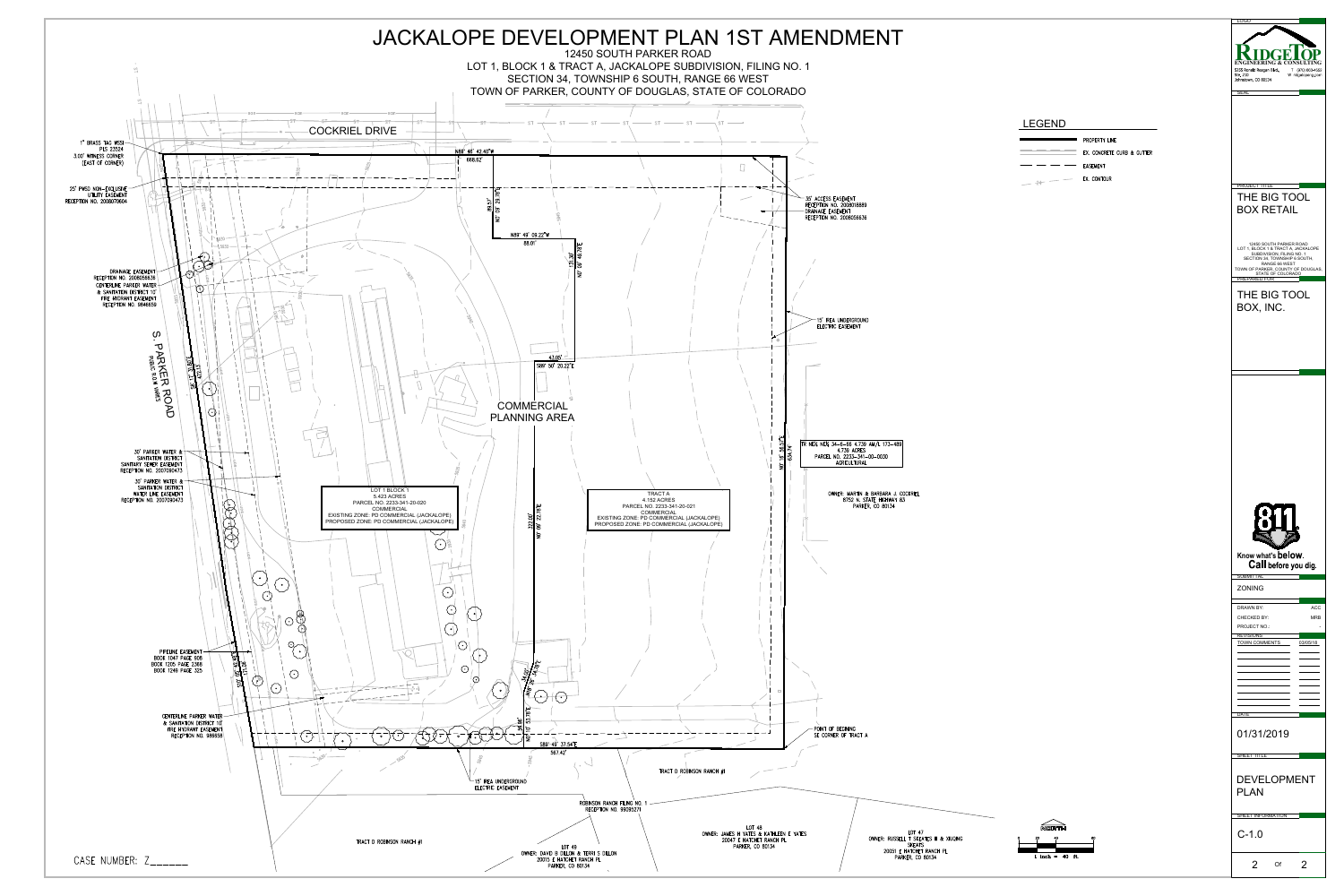# JACKALOPE DEVELOPMENT PLAN 1ST AMENDMENT

12450 SOUTH PARKER ROAD
LOT 1, BLOCK 1 & TRACT A, JACKALOPE SUBDIVISION, FILING NO. 1
SECTION 34, TOWNSHIP 6 SOUTH, RANGE 66 WEST
TOWN OF PARKER, COUNTY OF DOUGLAS, STATE OF COLORADO

COCKRIEL DRIVE

1" BRASS TAG WSSI
PLS 23524
3.00' WITNESS CORNER
(EAST OF CORNER)

25' PWSD NON-EXCLUSIVE UTILITY EASEMENT
RECEPTION NO. 2008070604

N89° 46' 42.40"W
668.62'

N0° 19' 29.70"E
89.51'

N89° 49' 06.22"W
88.01'

N0° 09' 46.58"E
131.30'

30' ACCESS EASEMENT
RECEPTION NO. 2008018889
DRAINAGE EASEMENT
RECEPTION NO. 2008056636

DRAINAGE EASEMENT
RECEPTION NO. 2008056636
CENTERLINE PARKER WATER & SANITATION DISTRICT 10' FIRE HYDRANT EASEMENT
RECEPTION NO. 9846659

S. PARKER ROAD
PUBLIC R.O.W VARIES

15' IREA UNDERGROUND ELECTRIC EASEMENT

43.05'
S89° 50' 20.32"E

COMMERCIAL PLANNING AREA

TR NE¼ NE¼ 34-6-66 4.739 AM/L 173-489
4.739 ACRES
PARCEL NO. 2233-341-00-0030
AGRICULTURAL

30' PARKER WATER & SANITATION DISTRICT SANITARY SEWER EASEMENT
RECEPTION NO. 2007090473

30' PARKER WATER & SANITATION DISTRICT WATER LINE EASEMENT
RECEPTION NO. 2007090473

LOT 1 BLOCK 1
5.423 ACRES
PARCEL NO. 2233-341-20-020
COMMERCIAL
EXISTING ZONE: PD COMMERCIAL (JACKALOPE)
PROPOSED ZONE: PD COMMERCIAL (JACKALOPE)

N0° 09' 22.18"E
327.00'

TRACT A
4.152 ACRES
PARCEL NO. 2233-341-20-021
COMMERCIAL
EXISTING ZONE: PD COMMERCIAL (JACKALOPE)
PROPOSED ZONE: PD COMMERCIAL (JACKALOPE)

OWNER: MARTIN & BARBARA J. COCKRIEL
8752 N. STATE HIGHWAY 83
PARKER, CO 80134

PIPELINE EASEMENT
BOOK 1047 PAGE 908
BOOK 1205 PAGE 2368
BOOK 1249 PAGE 325

CENTERLINE PARKER WATER & SANITATION DISTRICT 10' FIRE HYDRANT EASEMENT
RECEPTION NO. 986659

POINT OF BEGINNING
SE CORNER OF TRACT A

S89° 49' 37.54"E
567.42'

15' IREA UNDERGROUND ELECTRIC EASEMENT

TRACT D ROBINSON RANCH #1

ROBINSON RANCH FILING NO. 1
RECEPTION NO. 99093271

TRACT D ROBINSON RANCH #1

LOT 49
OWNER: DAVID B DILLON & TERRI S DILLON
20015 E HATCHET RANCH PL
PARKER, CO 80134

LOT 48
OWNER: JAMES H YATES & KATHLEEN E YATES
20047 E HATCHET RANCH PL
PARKER, CO 80134

LOT 47
OWNER: RUSSELL T SKEATES III & XIUQING SKEATS
20031 E HATCHET RANCH PL
PARKER, CO 80134

CASE NUMBER: Z______

## LEGEND

- PROPERTY LINE
- EX. CONCRETE CURB & GUTTER
- EASEMENT
- EX. CONTOUR

NORTH
1 inch = 40 ft.

RIDGETOP ENGINEERING & CONSULTING
5335 Ronald Reagan Blvd., Ste. 210, Johnstown, CO 80534

PROJECT TITLE: THE BIG TOOL BOX RETAIL

12450 SOUTH PARKER ROAD
LOT 1, BLOCK 1 & TRACT A, JACKALOPE SUBDIVISION, FILING NO. 1
SECTION 34, TOWNSHIP 6 SOUTH, RANGE 66 WEST
TOWN OF PARKER, COUNTY OF DOUGLAS, STATE OF COLORADO

PREPARED FOR: THE BIG TOOL BOX, INC.

Know what's below. Call before you dig.

SUBMITTAL: ZONING

DRAWN BY: ACC
CHECKED BY: MRB
PROJECT NO.:

REVISIONS:

| | |
|---|---|
| TOWN COMMENTS | 03/05/19 |

DATE: 01/31/2019

SHEET TITLE: DEVELOPMENT PLAN

SHEET INFORMATION: C-1.0